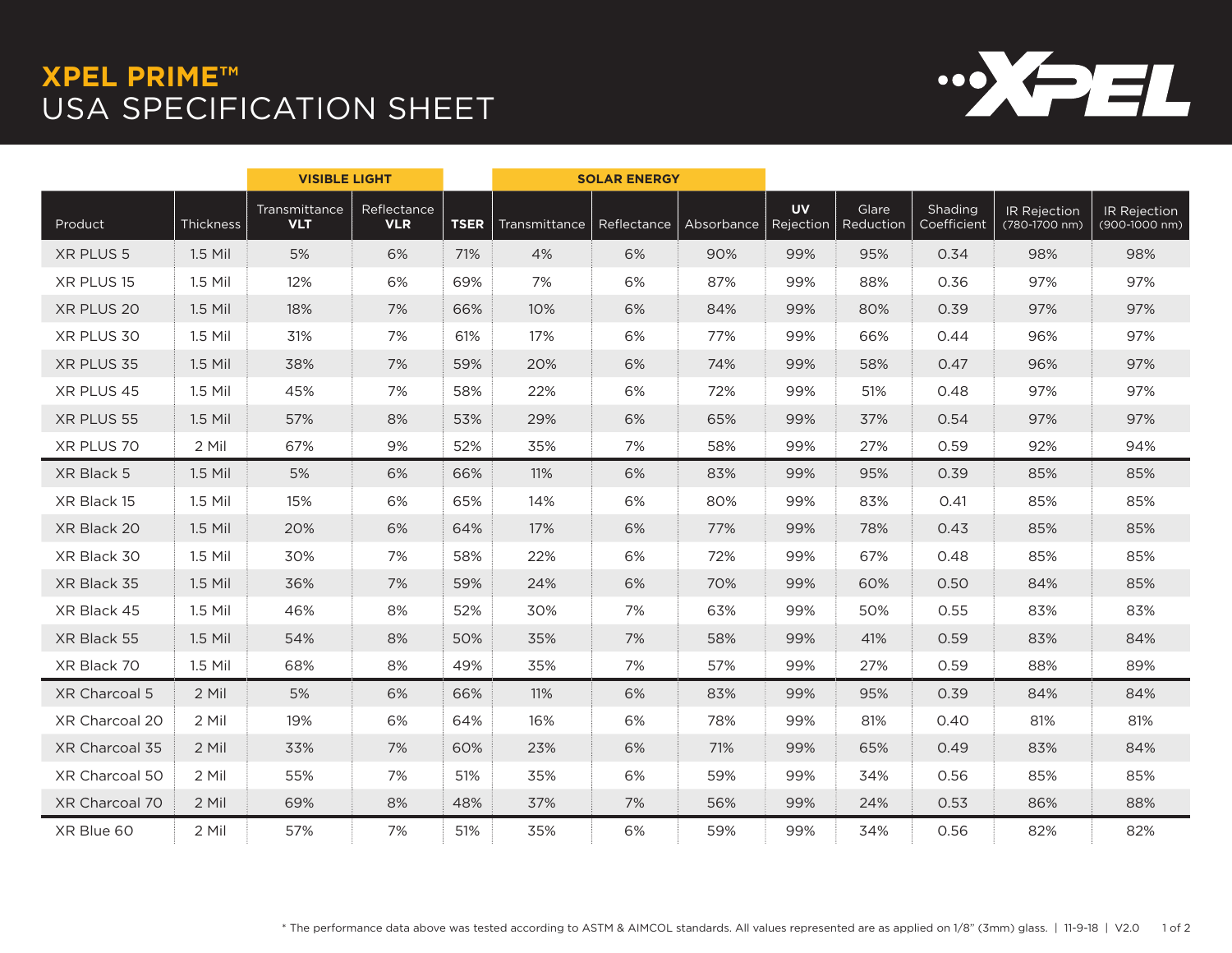# XPEL PRIME™

## USA SPECIFICATION SHEET

| | | VISIBLE LIGHT | | | SOLAR ENERGY | | | | | | | |
|---|---|---|---|---|---|---|---|---|---|---|---|---|
| Product | Thickness | Transmittance **VLT** | Reflectance **VLR** | **TSER** | Transmittance | Reflectance | Absorbance | **UV** Rejection | Glare Reduction | Shading Coefficient | IR Rejection (780-1700 nm) | IR Rejection (900-1000 nm) |
| XR PLUS 5 | 1.5 Mil | 5% | 6% | 71% | 4% | 6% | 90% | 99% | 95% | 0.34 | 98% | 98% |
| XR PLUS 15 | 1.5 Mil | 12% | 6% | 69% | 7% | 6% | 87% | 99% | 88% | 0.36 | 97% | 97% |
| XR PLUS 20 | 1.5 Mil | 18% | 7% | 66% | 10% | 6% | 84% | 99% | 80% | 0.39 | 97% | 97% |
| XR PLUS 30 | 1.5 Mil | 31% | 7% | 61% | 17% | 6% | 77% | 99% | 66% | 0.44 | 96% | 97% |
| XR PLUS 35 | 1.5 Mil | 38% | 7% | 59% | 20% | 6% | 74% | 99% | 58% | 0.47 | 96% | 97% |
| XR PLUS 45 | 1.5 Mil | 45% | 7% | 58% | 22% | 6% | 72% | 99% | 51% | 0.48 | 97% | 97% |
| XR PLUS 55 | 1.5 Mil | 57% | 8% | 53% | 29% | 6% | 65% | 99% | 37% | 0.54 | 97% | 97% |
| XR PLUS 70 | 2 Mil | 67% | 9% | 52% | 35% | 7% | 58% | 99% | 27% | 0.59 | 92% | 94% |
| XR Black 5 | 1.5 Mil | 5% | 6% | 66% | 11% | 6% | 83% | 99% | 95% | 0.39 | 85% | 85% |
| XR Black 15 | 1.5 Mil | 15% | 6% | 65% | 14% | 6% | 80% | 99% | 83% | 0.41 | 85% | 85% |
| XR Black 20 | 1.5 Mil | 20% | 6% | 64% | 17% | 6% | 77% | 99% | 78% | 0.43 | 85% | 85% |
| XR Black 30 | 1.5 Mil | 30% | 7% | 58% | 22% | 6% | 72% | 99% | 67% | 0.48 | 85% | 85% |
| XR Black 35 | 1.5 Mil | 36% | 7% | 59% | 24% | 6% | 70% | 99% | 60% | 0.50 | 84% | 85% |
| XR Black 45 | 1.5 Mil | 46% | 8% | 52% | 30% | 7% | 63% | 99% | 50% | 0.55 | 83% | 83% |
| XR Black 55 | 1.5 Mil | 54% | 8% | 50% | 35% | 7% | 58% | 99% | 41% | 0.59 | 83% | 84% |
| XR Black 70 | 1.5 Mil | 68% | 8% | 49% | 35% | 7% | 57% | 99% | 27% | 0.59 | 88% | 89% |
| XR Charcoal 5 | 2 Mil | 5% | 6% | 66% | 11% | 6% | 83% | 99% | 95% | 0.39 | 84% | 84% |
| XR Charcoal 20 | 2 Mil | 19% | 6% | 64% | 16% | 6% | 78% | 99% | 81% | 0.40 | 81% | 81% |
| XR Charcoal 35 | 2 Mil | 33% | 7% | 60% | 23% | 6% | 71% | 99% | 65% | 0.49 | 83% | 84% |
| XR Charcoal 50 | 2 Mil | 55% | 7% | 51% | 35% | 6% | 59% | 99% | 34% | 0.56 | 85% | 85% |
| XR Charcoal 70 | 2 Mil | 69% | 8% | 48% | 37% | 7% | 56% | 99% | 24% | 0.53 | 86% | 88% |
| XR Blue 60 | 2 Mil | 57% | 7% | 51% | 35% | 6% | 59% | 99% | 34% | 0.56 | 82% | 82% |

\* The performance data above was tested according to ASTM & AIMCOL standards. All values represented are as applied on 1/8" (3mm) glass. | 11-9-18 | V2.0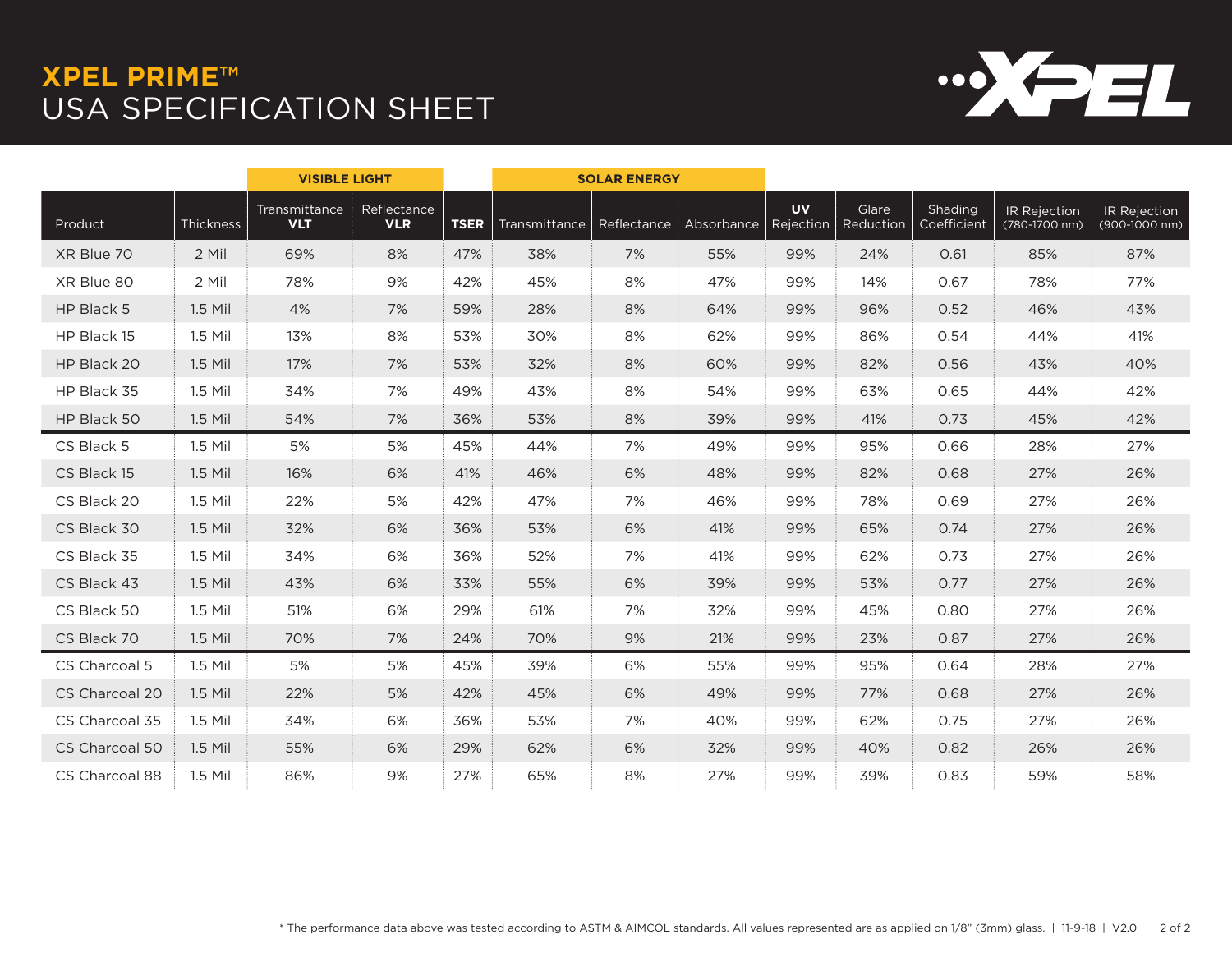# XPEL PRIME™
## USA SPECIFICATION SHEET

| | | VISIBLE LIGHT | | | SOLAR ENERGY | | | | | | | |
|---|---|---|---|---|---|---|---|---|---|---|---|---|
| Product | Thickness | Transmittance **VLT** | Reflectance **VLR** | **TSER** | Transmittance | Reflectance | Absorbance | **UV** Rejection | Glare Reduction | Shading Coefficient | IR Rejection (780-1700 nm) | IR Rejection (900-1000 nm) |
| XR Blue 70 | 2 Mil | 69% | 8% | 47% | 38% | 7% | 55% | 99% | 24% | 0.61 | 85% | 87% |
| XR Blue 80 | 2 Mil | 78% | 9% | 42% | 45% | 8% | 47% | 99% | 14% | 0.67 | 78% | 77% |
| HP Black 5 | 1.5 Mil | 4% | 7% | 59% | 28% | 8% | 64% | 99% | 96% | 0.52 | 46% | 43% |
| HP Black 15 | 1.5 Mil | 13% | 8% | 53% | 30% | 8% | 62% | 99% | 86% | 0.54 | 44% | 41% |
| HP Black 20 | 1.5 Mil | 17% | 7% | 53% | 32% | 8% | 60% | 99% | 82% | 0.56 | 43% | 40% |
| HP Black 35 | 1.5 Mil | 34% | 7% | 49% | 43% | 8% | 54% | 99% | 63% | 0.65 | 44% | 42% |
| HP Black 50 | 1.5 Mil | 54% | 7% | 36% | 53% | 8% | 39% | 99% | 41% | 0.73 | 45% | 42% |
| CS Black 5 | 1.5 Mil | 5% | 5% | 45% | 44% | 7% | 49% | 99% | 95% | 0.66 | 28% | 27% |
| CS Black 15 | 1.5 Mil | 16% | 6% | 41% | 46% | 6% | 48% | 99% | 82% | 0.68 | 27% | 26% |
| CS Black 20 | 1.5 Mil | 22% | 5% | 42% | 47% | 7% | 46% | 99% | 78% | 0.69 | 27% | 26% |
| CS Black 30 | 1.5 Mil | 32% | 6% | 36% | 53% | 6% | 41% | 99% | 65% | 0.74 | 27% | 26% |
| CS Black 35 | 1.5 Mil | 34% | 6% | 36% | 52% | 7% | 41% | 99% | 62% | 0.73 | 27% | 26% |
| CS Black 43 | 1.5 Mil | 43% | 6% | 33% | 55% | 6% | 39% | 99% | 53% | 0.77 | 27% | 26% |
| CS Black 50 | 1.5 Mil | 51% | 6% | 29% | 61% | 7% | 32% | 99% | 45% | 0.80 | 27% | 26% |
| CS Black 70 | 1.5 Mil | 70% | 7% | 24% | 70% | 9% | 21% | 99% | 23% | 0.87 | 27% | 26% |
| CS Charcoal 5 | 1.5 Mil | 5% | 5% | 45% | 39% | 6% | 55% | 99% | 95% | 0.64 | 28% | 27% |
| CS Charcoal 20 | 1.5 Mil | 22% | 5% | 42% | 45% | 6% | 49% | 99% | 77% | 0.68 | 27% | 26% |
| CS Charcoal 35 | 1.5 Mil | 34% | 6% | 36% | 53% | 7% | 40% | 99% | 62% | 0.75 | 27% | 26% |
| CS Charcoal 50 | 1.5 Mil | 55% | 6% | 29% | 62% | 6% | 32% | 99% | 40% | 0.82 | 26% | 26% |
| CS Charcoal 88 | 1.5 Mil | 86% | 9% | 27% | 65% | 8% | 27% | 99% | 39% | 0.83 | 59% | 58% |

* The performance data above was tested according to ASTM & AIMCOL standards. All values represented are as applied on 1/8" (3mm) glass. | 11-9-18 | V2.0